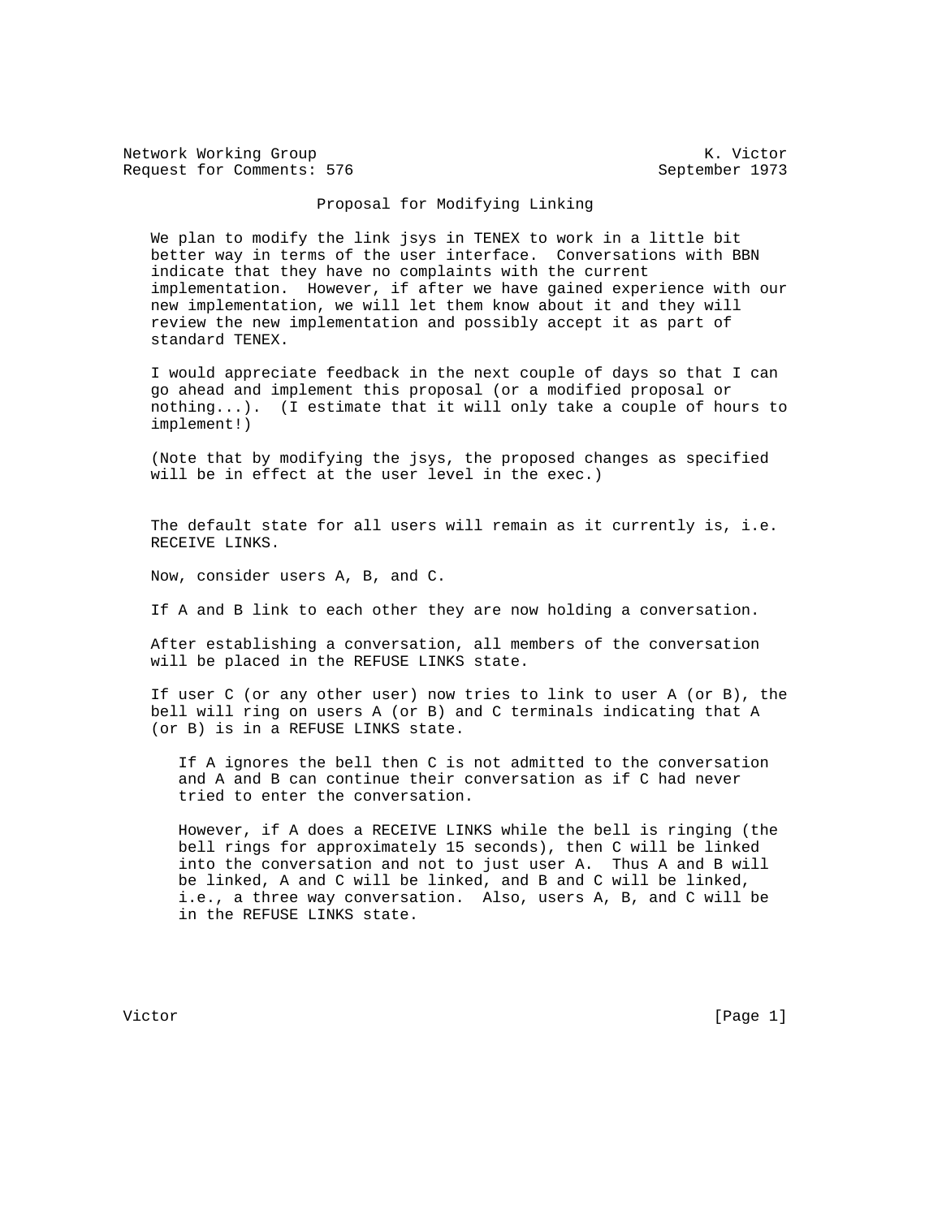Network Working Group K. Victor
Request for Comments: 576 September 1973

# Proposal for Modifying Linking

We plan to modify the link jsys in TENEX to work in a little bit better way in terms of the user interface. Conversations with BBN indicate that they have no complaints with the current implementation. However, if after we have gained experience with our new implementation, we will let them know about it and they will review the new implementation and possibly accept it as part of standard TENEX.

I would appreciate feedback in the next couple of days so that I can go ahead and implement this proposal (or a modified proposal or nothing...). (I estimate that it will only take a couple of hours to implement!)

(Note that by modifying the jsys, the proposed changes as specified will be in effect at the user level in the exec.)

The default state for all users will remain as it currently is, i.e. RECEIVE LINKS.

Now, consider users A, B, and C.

If A and B link to each other they are now holding a conversation.

After establishing a conversation, all members of the conversation will be placed in the REFUSE LINKS state.

If user C (or any other user) now tries to link to user A (or B), the bell will ring on users A (or B) and C terminals indicating that A (or B) is in a REFUSE LINKS state.

> If A ignores the bell then C is not admitted to the conversation and A and B can continue their conversation as if C had never tried to enter the conversation.
>
> However, if A does a RECEIVE LINKS while the bell is ringing (the bell rings for approximately 15 seconds), then C will be linked into the conversation and not to just user A. Thus A and B will be linked, A and C will be linked, and B and C will be linked, i.e., a three way conversation. Also, users A, B, and C will be in the REFUSE LINKS state.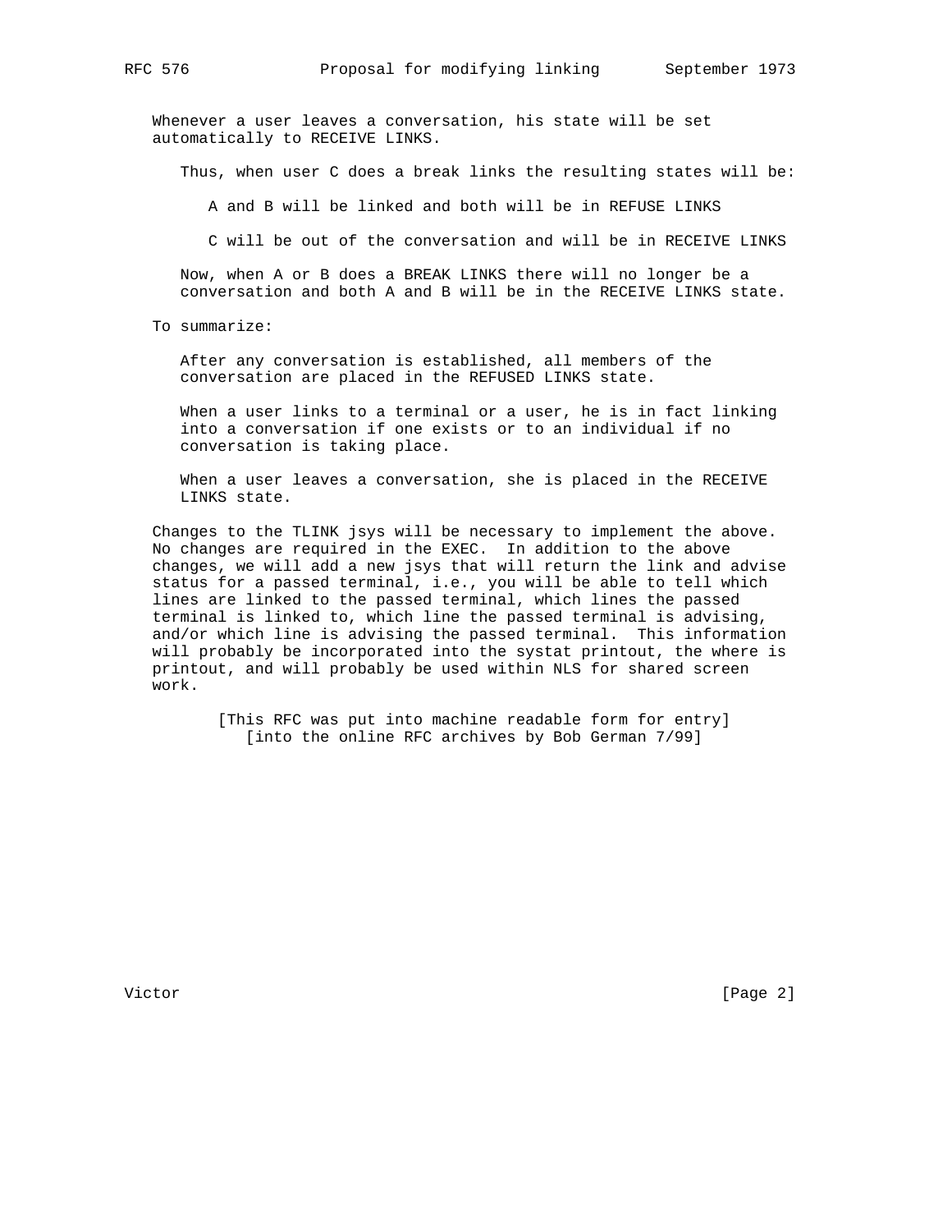Whenever a user leaves a conversation, his state will be set automatically to RECEIVE LINKS.

Thus, when user C does a break links the resulting states will be:

A and B will be linked and both will be in REFUSE LINKS

C will be out of the conversation and will be in RECEIVE LINKS

Now, when A or B does a BREAK LINKS there will no longer be a conversation and both A and B will be in the RECEIVE LINKS state.

To summarize:

After any conversation is established, all members of the conversation are placed in the REFUSED LINKS state.

When a user links to a terminal or a user, he is in fact linking into a conversation if one exists or to an individual if no conversation is taking place.

When a user leaves a conversation, she is placed in the RECEIVE LINKS state.

Changes to the TLINK jsys will be necessary to implement the above. No changes are required in the EXEC. In addition to the above changes, we will add a new jsys that will return the link and advise status for a passed terminal, i.e., you will be able to tell which lines are linked to the passed terminal, which lines the passed terminal is linked to, which line the passed terminal is advising, and/or which line is advising the passed terminal. This information will probably be incorporated into the systat printout, the where is printout, and will probably be used within NLS for shared screen work.

[This RFC was put into machine readable form for entry]
[into the online RFC archives by Bob German 7/99]